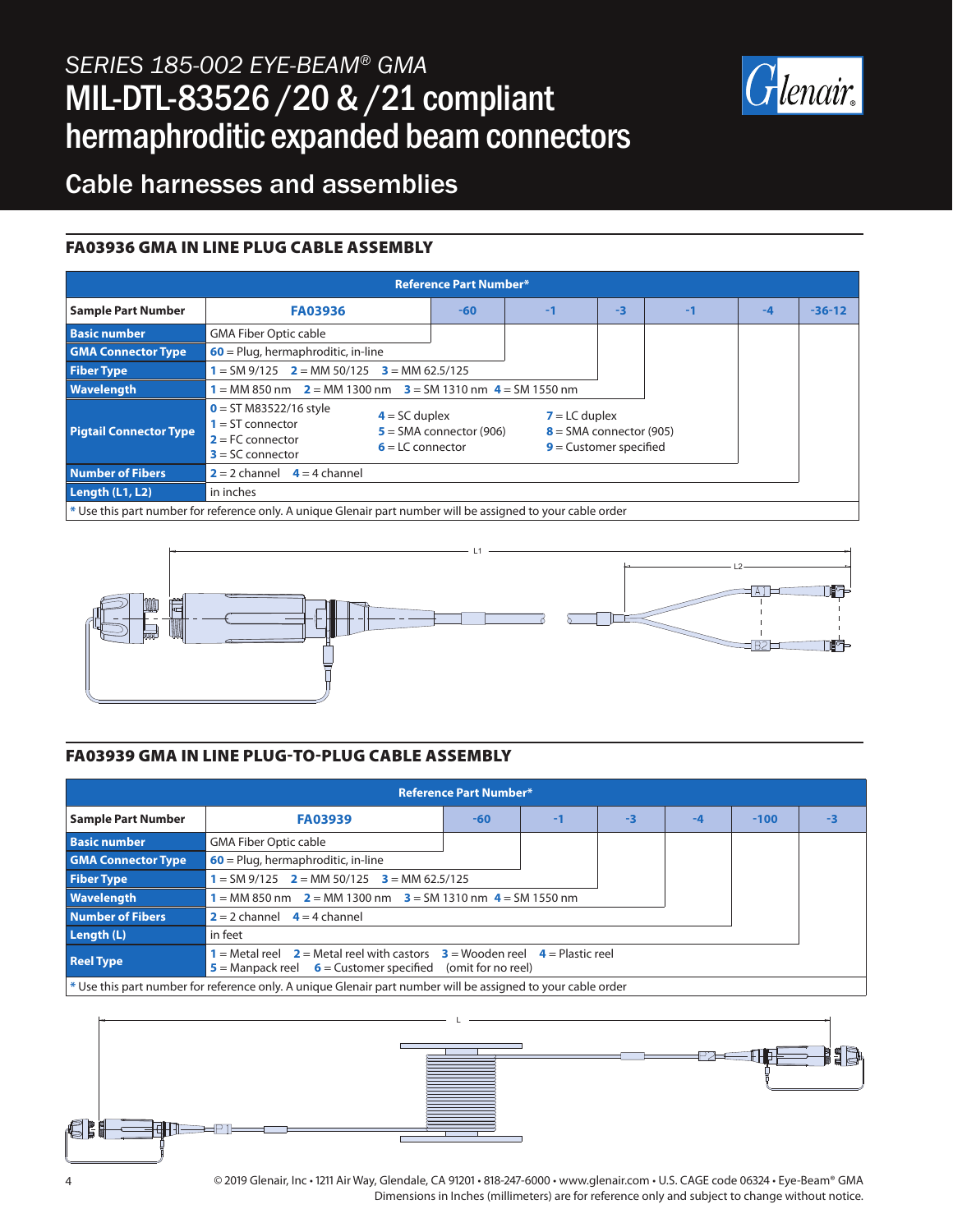# SERIES 185-002 EYE-BEAM® GMA

# MIL-DTL-83526 /20 & /21 compliant hermaphroditic expanded beam connectors

## Cable harnesses and assemblies

### FA03936 GMA IN LINE PLUG CABLE ASSEMBLY

| Reference Part Number* | | | | | | | |
|---|---|---|---|---|---|---|---|
| **Sample Part Number** | **FA03936** | **-60** | **-1** | **-3** | **-1** | **-4** | **-36-12** |
| **Basic number** | GMA Fiber Optic cable | | | | | | |
| **GMA Connector Type** | **60** = Plug, hermaphroditic, in-line | | | | | | |
| **Fiber Type** | **1** = SM 9/125 **2** = MM 50/125 **3** = MM 62.5/125 | | | | | | |
| **Wavelength** | **1** = MM 850 nm **2** = MM 1300 nm **3** = SM 1310 nm **4** = SM 1550 nm | | | | | | |
| **Pigtail Connector Type** | **0** = ST M83522/16 style<br>**1** = ST connector<br>**2** = FC connector<br>**3** = SC connector<br>**4** = SC duplex<br>**5** = SMA connector (906)<br>**6** = LC connector<br>**7** = LC duplex<br>**8** = SMA connector (905)<br>**9** = Customer specified | | | | | | |
| **Number of Fibers** | **2** = 2 channel **4** = 4 channel | | | | | | |
| **Length (L1, L2)** | in inches | | | | | | |

\* Use this part number for reference only. A unique Glenair part number will be assigned to your cable order

### FA03939 GMA IN LINE PLUG-TO-PLUG CABLE ASSEMBLY

| Reference Part Number* | | | | | | | |
|---|---|---|---|---|---|---|---|
| **Sample Part Number** | **FA03939** | **-60** | **-1** | **-3** | **-4** | **-100** | **-3** |
| **Basic number** | GMA Fiber Optic cable | | | | | | |
| **GMA Connector Type** | **60** = Plug, hermaphroditic, in-line | | | | | | |
| **Fiber Type** | **1** = SM 9/125 **2** = MM 50/125 **3** = MM 62.5/125 | | | | | | |
| **Wavelength** | **1** = MM 850 nm **2** = MM 1300 nm **3** = SM 1310 nm **4** = SM 1550 nm | | | | | | |
| **Number of Fibers** | **2** = 2 channel **4** = 4 channel | | | | | | |
| **Length (L)** | in feet | | | | | | |
| **Reel Type** | **1** = Metal reel **2** = Metal reel with castors **3** = Wooden reel **4** = Plastic reel<br>**5** = Manpack reel **6** = Customer specified (omit for no reel) | | | | | | |

\* Use this part number for reference only. A unique Glenair part number will be assigned to your cable order

© 2019 Glenair, Inc • 1211 Air Way, Glendale, CA 91201 • 818-247-6000 • www.glenair.com • U.S. CAGE code 06324 • Eye-Beam® GMA
Dimensions in Inches (millimeters) are for reference only and subject to change without notice.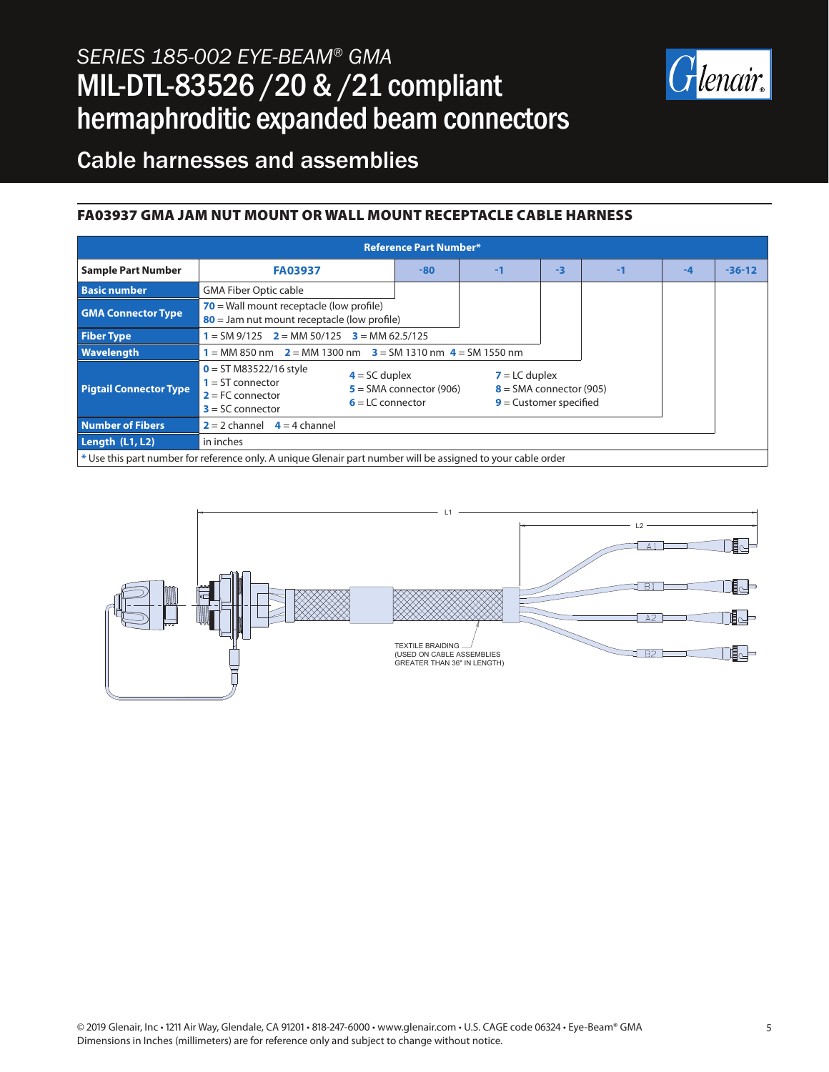# SERIES 185-002 EYE-BEAM® GMA

# MIL-DTL-83526 /20 & /21 compliant hermaphroditic expanded beam connectors

## Cable harnesses and assemblies

### FA03937 GMA JAM NUT MOUNT OR WALL MOUNT RECEPTACLE CABLE HARNESS

| Reference Part Number* | | | | | | | |
|---|---|---|---|---|---|---|---|
| **Sample Part Number** | **FA03937** | **-80** | **-1** | **-3** | **-1** | **-4** | **-36-12** |
| **Basic number** | GMA Fiber Optic cable | | | | | | |
| **GMA Connector Type** | **70** = Wall mount receptacle (low profile)<br>**80** = Jam nut mount receptacle (low profile) | | | | | | |
| **Fiber Type** | **1** = SM 9/125 **2** = MM 50/125 **3** = MM 62.5/125 | | | | | | |
| **Wavelength** | **1** = MM 850 nm **2** = MM 1300 nm **3** = SM 1310 nm **4** = SM 1550 nm | | | | | | |
| **Pigtail Connector Type** | **0** = ST M83522/16 style<br>**1** = ST connector<br>**2** = FC connector<br>**3** = SC connector<br>**4** = SC duplex<br>**5** = SMA connector (906)<br>**6** = LC connector<br>**7** = LC duplex<br>**8** = SMA connector (905)<br>**9** = Customer specified | | | | | | |
| **Number of Fibers** | **2** = 2 channel **4** = 4 channel | | | | | | |
| **Length (L1, L2)** | in inches | | | | | | |

\* Use this part number for reference only. A unique Glenair part number will be assigned to your cable order

L1

L2

A1

B1

A2

B2

TEXTILE BRAIDING
(USED ON CABLE ASSEMBLIES
GREATER THAN 36" IN LENGTH)

© 2019 Glenair, Inc • 1211 Air Way, Glendale, CA 91201 • 818-247-6000 • www.glenair.com • U.S. CAGE code 06324 • Eye-Beam® GMA
Dimensions in Inches (millimeters) are for reference only and subject to change without notice.